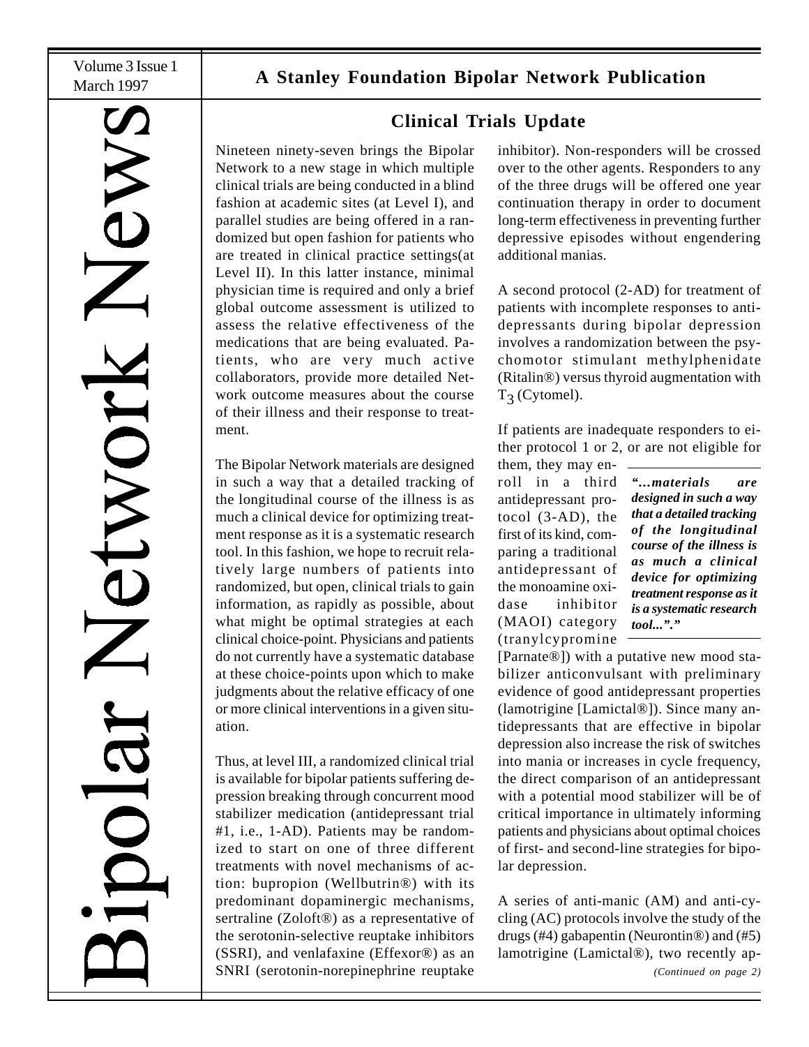# Bipolar Network News

## A Stanley Foundation Bipolar Network Publication

Volume 3 Issue 1
March 1997

## Clinical Trials Update

Nineteen ninety-seven brings the Bipolar Network to a new stage in which multiple clinical trials are being conducted in a blind fashion at academic sites (at Level I), and parallel studies are being offered in a randomized but open fashion for patients who are treated in clinical practice settings(at Level II). In this latter instance, minimal physician time is required and only a brief global outcome assessment is utilized to assess the relative effectiveness of the medications that are being evaluated. Patients, who are very much active collaborators, provide more detailed Network outcome measures about the course of their illness and their response to treatment.

The Bipolar Network materials are designed in such a way that a detailed tracking of the longitudinal course of the illness is as much a clinical device for optimizing treatment response as it is a systematic research tool. In this fashion, we hope to recruit relatively large numbers of patients into randomized, but open, clinical trials to gain information, as rapidly as possible, about what might be optimal strategies at each clinical choice-point. Physicians and patients do not currently have a systematic database at these choice-points upon which to make judgments about the relative efficacy of one or more clinical interventions in a given situation.

Thus, at level III, a randomized clinical trial is available for bipolar patients suffering depression breaking through concurrent mood stabilizer medication (antidepressant trial #1, i.e., 1-AD). Patients may be randomized to start on one of three different treatments with novel mechanisms of action: bupropion (Wellbutrin®) with its predominant dopaminergic mechanisms, sertraline (Zoloft®) as a representative of the serotonin-selective reuptake inhibitors (SSRI), and venlafaxine (Effexor®) as an SNRI (serotonin-norepinephrine reuptake inhibitor). Non-responders will be crossed over to the other agents. Responders to any of the three drugs will be offered one year continuation therapy in order to document long-term effectiveness in preventing further depressive episodes without engendering additional manias.

A second protocol (2-AD) for treatment of patients with incomplete responses to antidepressants during bipolar depression involves a randomization between the psychomotor stimulant methylphenidate (Ritalin®) versus thyroid augmentation with $T_3$ (Cytomel).

If patients are inadequate responders to either protocol 1 or 2, or are not eligible for them, they may enroll in a third antidepressant protocol (3-AD), the first of its kind, comparing a traditional antidepressant of the monoamine oxidase inhibitor (MAOI) category (tranylcypromine [Parnate®]) with a putative new mood stabilizer anticonvulsant with preliminary evidence of good antidepressant properties (lamotrigine [Lamictal®]). Since many antidepressants that are effective in bipolar depression also increase the risk of switches into mania or increases in cycle frequency, the direct comparison of an antidepressant with a potential mood stabilizer will be of critical importance in ultimately informing patients and physicians about optimal choices of first- and second-line strategies for bipolar depression.

> ***"...materials are designed in such a way that a detailed tracking of the longitudinal course of the illness is as much a clinical device for optimizing treatment response as it is a systematic research tool...".***

A series of anti-manic (AM) and anti-cycling (AC) protocols involve the study of the drugs (#4) gabapentin (Neurontin®) and (#5) lamotrigine (Lamictal®), two recently ap-

*(Continued on page 2)*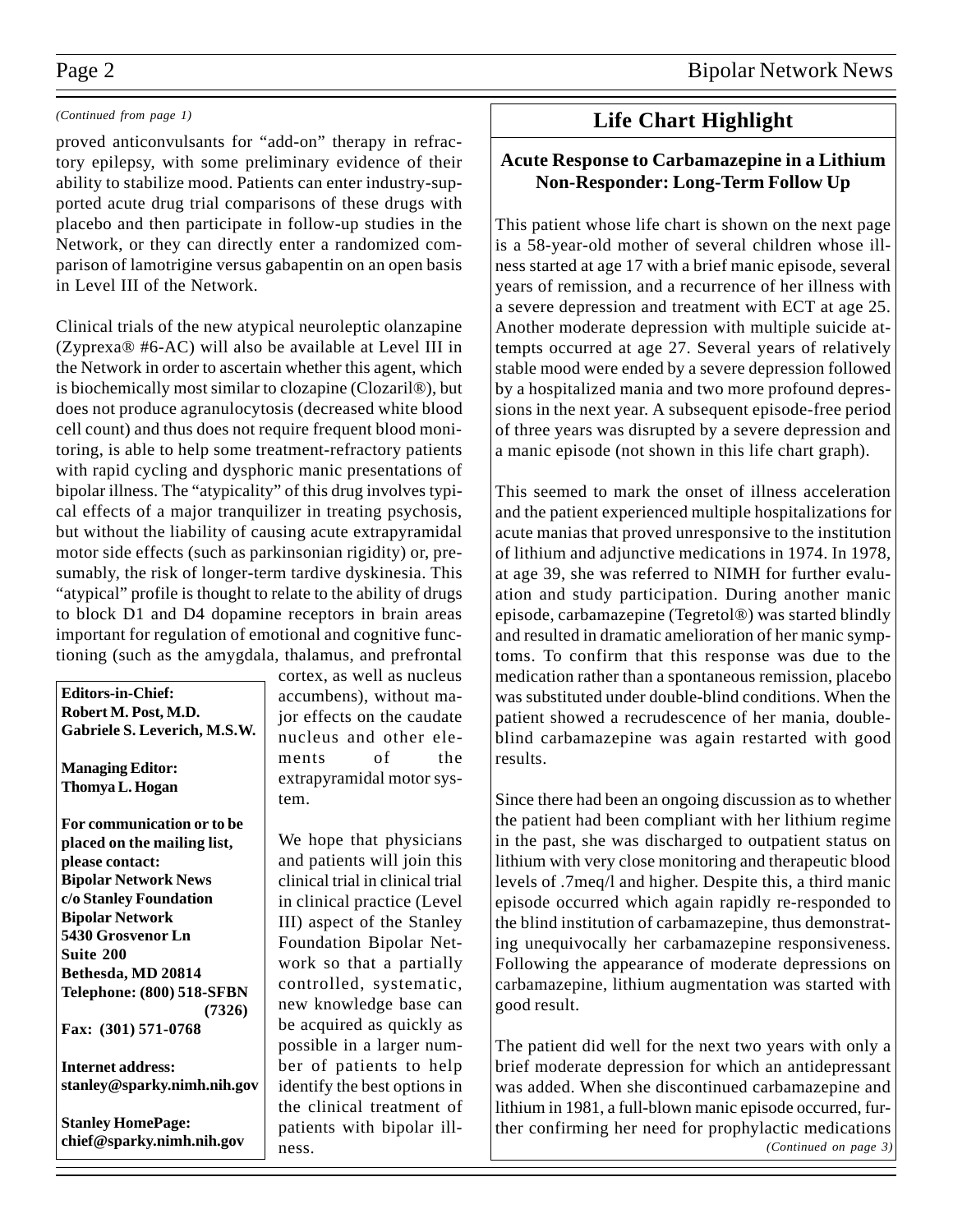*(Continued from page 1)*

proved anticonvulsants for "add-on" therapy in refractory epilepsy, with some preliminary evidence of their ability to stabilize mood. Patients can enter industry-supported acute drug trial comparisons of these drugs with placebo and then participate in follow-up studies in the Network, or they can directly enter a randomized comparison of lamotrigine versus gabapentin on an open basis in Level III of the Network.

Clinical trials of the new atypical neuroleptic olanzapine (Zyprexa® #6-AC) will also be available at Level III in the Network in order to ascertain whether this agent, which is biochemically most similar to clozapine (Clozaril®), but does not produce agranulocytosis (decreased white blood cell count) and thus does not require frequent blood monitoring, is able to help some treatment-refractory patients with rapid cycling and dysphoric manic presentations of bipolar illness. The "atypicality" of this drug involves typical effects of a major tranquilizer in treating psychosis, but without the liability of causing acute extrapyramidal motor side effects (such as parkinsonian rigidity) or, presumably, the risk of longer-term tardive dyskinesia. This "atypical" profile is thought to relate to the ability of drugs to block D1 and D4 dopamine receptors in brain areas important for regulation of emotional and cognitive functioning (such as the amygdala, thalamus, and prefrontal cortex, as well as nucleus accumbens), without major effects on the caudate nucleus and other elements of the extrapyramidal motor system.

We hope that physicians and patients will join this clinical trial in clinical trial in clinical practice (Level III) aspect of the Stanley Foundation Bipolar Network so that a partially controlled, systematic, new knowledge base can be acquired as quickly as possible in a larger number of patients to help identify the best options in the clinical treatment of patients with bipolar illness.

**Editors-in-Chief:**
**Robert M. Post, M.D.**
**Gabriele S. Leverich, M.S.W.**

**Managing Editor:**
**Thomya L. Hogan**

**For communication or to be placed on the mailing list, please contact:**
**Bipolar Network News**
**c/o Stanley Foundation Bipolar Network**
**5430 Grosvenor Ln**
**Suite 200**
**Bethesda, MD 20814**
**Telephone: (800) 518-SFBN (7326)**
**Fax: (301) 571-0768**

**Internet address:**
**stanley@sparky.nimh.nih.gov**

**Stanley HomePage:**
**chief@sparky.nimh.nih.gov**

## Life Chart Highlight

### Acute Response to Carbamazepine in a Lithium Non-Responder: Long-Term Follow Up

This patient whose life chart is shown on the next page is a 58-year-old mother of several children whose illness started at age 17 with a brief manic episode, several years of remission, and a recurrence of her illness with a severe depression and treatment with ECT at age 25. Another moderate depression with multiple suicide attempts occurred at age 27. Several years of relatively stable mood were ended by a severe depression followed by a hospitalized mania and two more profound depressions in the next year. A subsequent episode-free period of three years was disrupted by a severe depression and a manic episode (not shown in this life chart graph).

This seemed to mark the onset of illness acceleration and the patient experienced multiple hospitalizations for acute manias that proved unresponsive to the institution of lithium and adjunctive medications in 1974. In 1978, at age 39, she was referred to NIMH for further evaluation and study participation. During another manic episode, carbamazepine (Tegretol®) was started blindly and resulted in dramatic amelioration of her manic symptoms. To confirm that this response was due to the medication rather than a spontaneous remission, placebo was substituted under double-blind conditions. When the patient showed a recrudescence of her mania, double-blind carbamazepine was again restarted with good results.

Since there had been an ongoing discussion as to whether the patient had been compliant with her lithium regime in the past, she was discharged to outpatient status on lithium with very close monitoring and therapeutic blood levels of .7meq/l and higher. Despite this, a third manic episode occurred which again rapidly re-responded to the blind institution of carbamazepine, thus demonstrating unequivocally her carbamazepine responsiveness. Following the appearance of moderate depressions on carbamazepine, lithium augmentation was started with good result.

The patient did well for the next two years with only a brief moderate depression for which an antidepressant was added. When she discontinued carbamazepine and lithium in 1981, a full-blown manic episode occurred, further confirming her need for prophylactic medications

*(Continued on page 3)*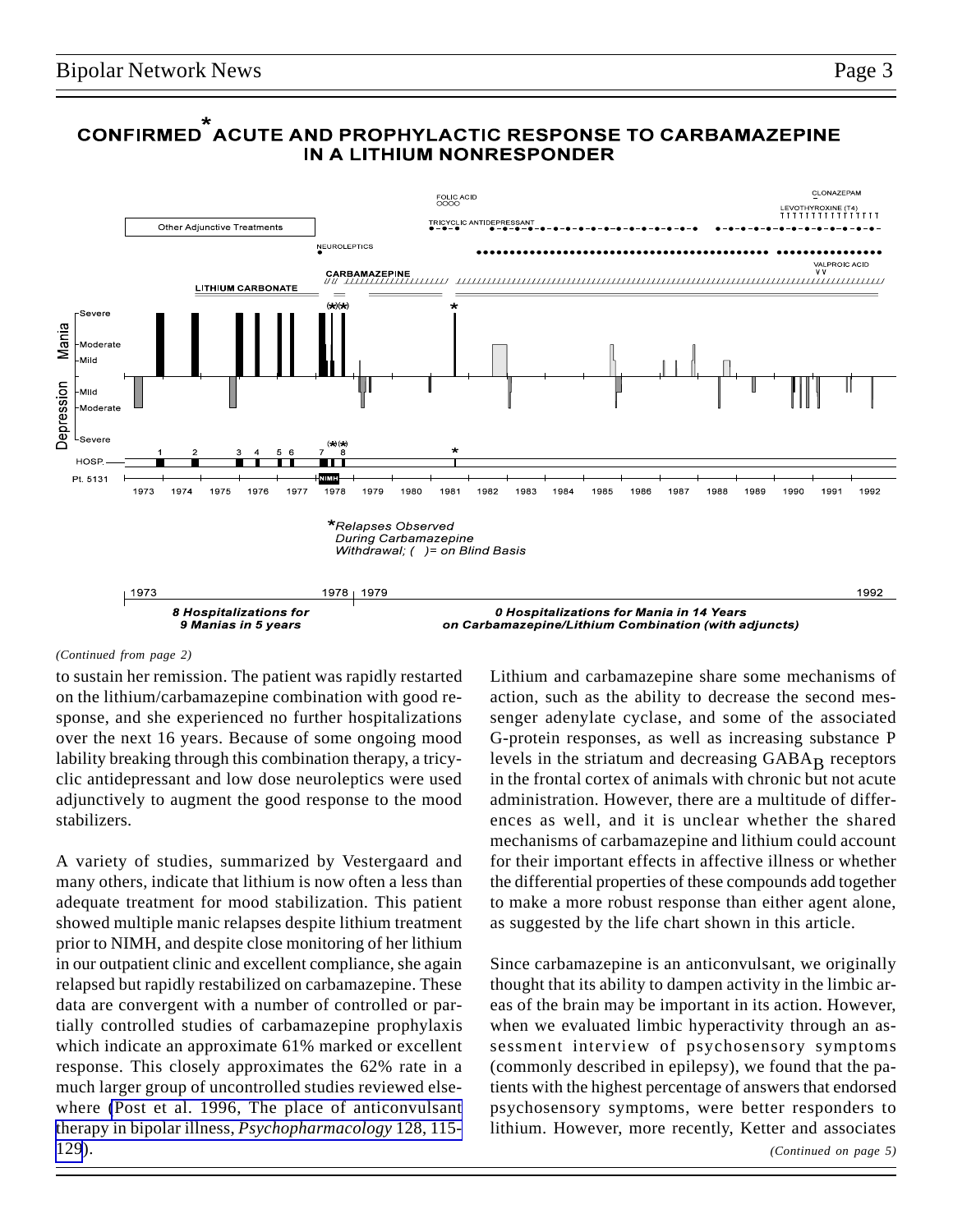## CONFIRMED* ACUTE AND PROPHYLACTIC RESPONSE TO CARBAMAZEPINE IN A LITHIUM NONRESPONDER

Other Adjunctive Treatments

FOLIC ACID

CLONAZEPAM

LEVOTHYROXINE (T4)

TRICYCLIC ANTIDEPRESSANT

NEUROLEPTICS

VALPROIC ACID

CARBAMAZEPINE

LITHIUM CARBONATE

Mania: Severe, Moderate, Mild

Depression: Mild, Moderate, Severe

HOSP. 1 2 3 4 5 6 7 (*)(*) 8 *

Pt. 5131 NIMH

1973 1974 1975 1976 1977 1978 1979 1980 1981 1982 1983 1984 1985 1986 1987 1988 1989 1990 1991 1992

**Relapses Observed During Carbamazepine Withdrawal; ( )= on Blind Basis*

1973 — 1978 | 1979 — 1992

***8 Hospitalizations for 9 Manias in 5 years***

***0 Hospitalizations for Mania in 14 Years on Carbamazepine/Lithium Combination (with adjuncts)***

*(Continued from page 2)*

to sustain her remission. The patient was rapidly restarted on the lithium/carbamazepine combination with good response, and she experienced no further hospitalizations over the next 16 years. Because of some ongoing mood lability breaking through this combination therapy, a tricyclic antidepressant and low dose neuroleptics were used adjunctively to augment the good response to the mood stabilizers.

A variety of studies, summarized by Vestergaard and many others, indicate that lithium is now often a less than adequate treatment for mood stabilization. This patient showed multiple manic relapses despite lithium treatment prior to NIMH, and despite close monitoring of her lithium in our outpatient clinic and excellent compliance, she again relapsed but rapidly restabilized on carbamazepine. These data are convergent with a number of controlled or partially controlled studies of carbamazepine prophylaxis which indicate an approximate 61% marked or excellent response. This closely approximates the 62% rate in a much larger group of uncontrolled studies reviewed elsewhere (Post et al. 1996, The place of anticonvulsant therapy in bipolar illness, *Psychopharmacology* 128, 115-129).

Lithium and carbamazepine share some mechanisms of action, such as the ability to decrease the second messenger adenylate cyclase, and some of the associated G-protein responses, as well as increasing substance P levels in the striatum and decreasing $GABA_B$ receptors in the frontal cortex of animals with chronic but not acute administration. However, there are a multitude of differences as well, and it is unclear whether the shared mechanisms of carbamazepine and lithium could account for their important effects in affective illness or whether the differential properties of these compounds add together to make a more robust response than either agent alone, as suggested by the life chart shown in this article.

Since carbamazepine is an anticonvulsant, we originally thought that its ability to dampen activity in the limbic areas of the brain may be important in its action. However, when we evaluated limbic hyperactivity through an assessment interview of psychosensory symptoms (commonly described in epilepsy), we found that the patients with the highest percentage of answers that endorsed psychosensory symptoms, were better responders to lithium. However, more recently, Ketter and associates

*(Continued on page 5)*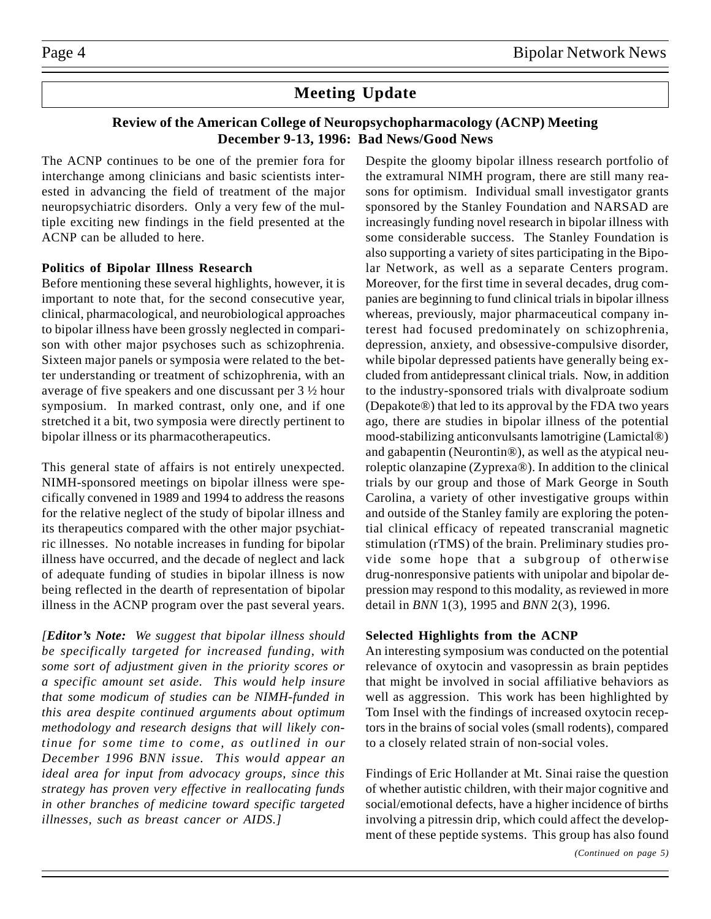## Meeting Update

### Review of the American College of Neuropsychopharmacology (ACNP) Meeting December 9-13, 1996: Bad News/Good News

The ACNP continues to be one of the premier fora for interchange among clinicians and basic scientists interested in advancing the field of treatment of the major neuropsychiatric disorders. Only a very few of the multiple exciting new findings in the field presented at the ACNP can be alluded to here.

**Politics of Bipolar Illness Research**

Before mentioning these several highlights, however, it is important to note that, for the second consecutive year, clinical, pharmacological, and neurobiological approaches to bipolar illness have been grossly neglected in comparison with other major psychoses such as schizophrenia. Sixteen major panels or symposia were related to the better understanding or treatment of schizophrenia, with an average of five speakers and one discussant per 3 ½ hour symposium. In marked contrast, only one, and if one stretched it a bit, two symposia were directly pertinent to bipolar illness or its pharmacotherapeutics.

This general state of affairs is not entirely unexpected. NIMH-sponsored meetings on bipolar illness were specifically convened in 1989 and 1994 to address the reasons for the relative neglect of the study of bipolar illness and its therapeutics compared with the other major psychiatric illnesses. No notable increases in funding for bipolar illness have occurred, and the decade of neglect and lack of adequate funding of studies in bipolar illness is now being reflected in the dearth of representation of bipolar illness in the ACNP program over the past several years.

*[**Editor's Note:** We suggest that bipolar illness should be specifically targeted for increased funding, with some sort of adjustment given in the priority scores or a specific amount set aside. This would help insure that some modicum of studies can be NIMH-funded in this area despite continued arguments about optimum methodology and research designs that will likely continue for some time to come, as outlined in our December 1996 BNN issue. This would appear an ideal area for input from advocacy groups, since this strategy has proven very effective in reallocating funds in other branches of medicine toward specific targeted illnesses, such as breast cancer or AIDS.]*

Despite the gloomy bipolar illness research portfolio of the extramural NIMH program, there are still many reasons for optimism. Individual small investigator grants sponsored by the Stanley Foundation and NARSAD are increasingly funding novel research in bipolar illness with some considerable success. The Stanley Foundation is also supporting a variety of sites participating in the Bipolar Network, as well as a separate Centers program. Moreover, for the first time in several decades, drug companies are beginning to fund clinical trials in bipolar illness whereas, previously, major pharmaceutical company interest had focused predominately on schizophrenia, depression, anxiety, and obsessive-compulsive disorder, while bipolar depressed patients have generally being excluded from antidepressant clinical trials. Now, in addition to the industry-sponsored trials with divalproate sodium (Depakote®) that led to its approval by the FDA two years ago, there are studies in bipolar illness of the potential mood-stabilizing anticonvulsants lamotrigine (Lamictal®) and gabapentin (Neurontin®), as well as the atypical neuroleptic olanzapine (Zyprexa®). In addition to the clinical trials by our group and those of Mark George in South Carolina, a variety of other investigative groups within and outside of the Stanley family are exploring the potential clinical efficacy of repeated transcranial magnetic stimulation (rTMS) of the brain. Preliminary studies provide some hope that a subgroup of otherwise drug-nonresponsive patients with unipolar and bipolar depression may respond to this modality, as reviewed in more detail in *BNN* 1(3), 1995 and *BNN* 2(3), 1996.

**Selected Highlights from the ACNP**

An interesting symposium was conducted on the potential relevance of oxytocin and vasopressin as brain peptides that might be involved in social affiliative behaviors as well as aggression. This work has been highlighted by Tom Insel with the findings of increased oxytocin receptors in the brains of social voles (small rodents), compared to a closely related strain of non-social voles.

Findings of Eric Hollander at Mt. Sinai raise the question of whether autistic children, with their major cognitive and social/emotional defects, have a higher incidence of births involving a pitressin drip, which could affect the development of these peptide systems. This group has also found

*(Continued on page 5)*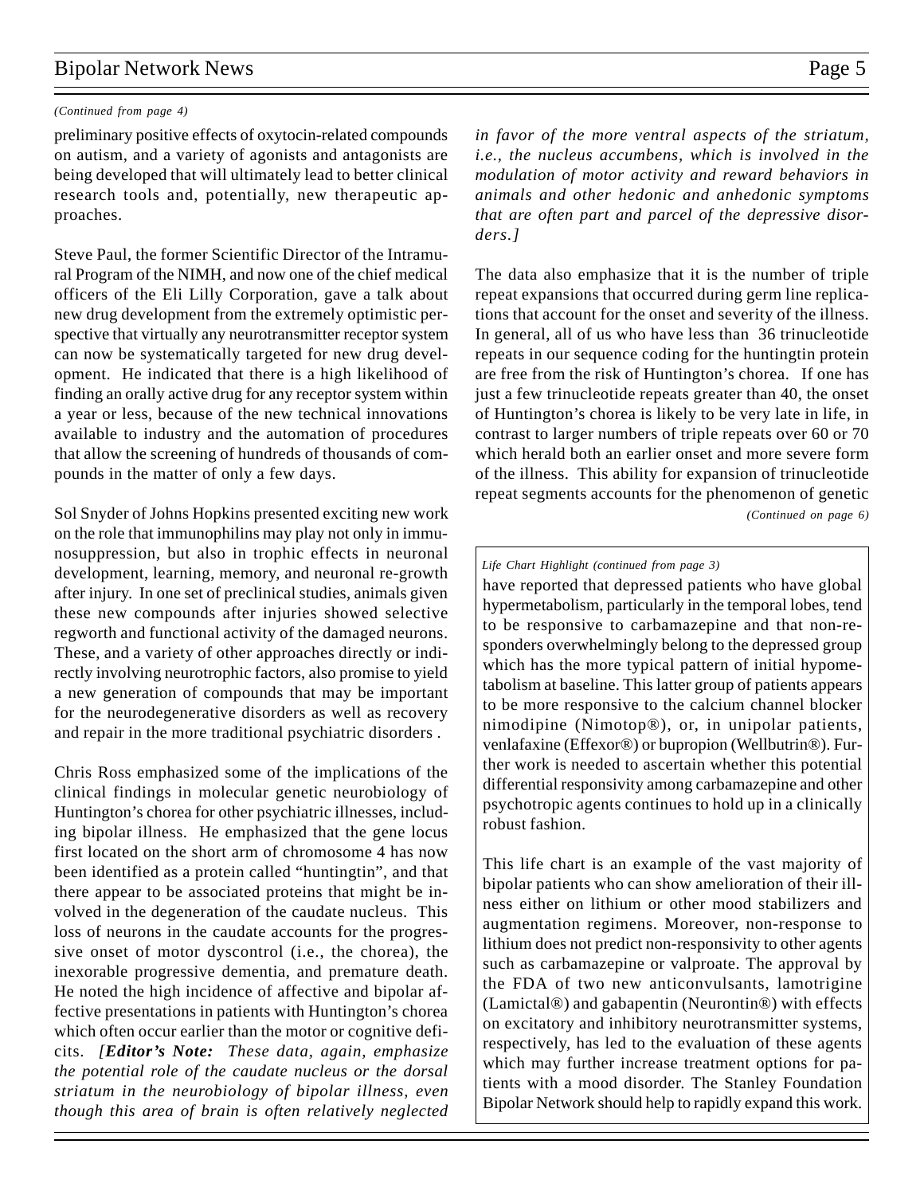*(Continued from page 4)*

preliminary positive effects of oxytocin-related compounds on autism, and a variety of agonists and antagonists are being developed that will ultimately lead to better clinical research tools and, potentially, new therapeutic approaches.

Steve Paul, the former Scientific Director of the Intramural Program of the NIMH, and now one of the chief medical officers of the Eli Lilly Corporation, gave a talk about new drug development from the extremely optimistic perspective that virtually any neurotransmitter receptor system can now be systematically targeted for new drug development. He indicated that there is a high likelihood of finding an orally active drug for any receptor system within a year or less, because of the new technical innovations available to industry and the automation of procedures that allow the screening of hundreds of thousands of compounds in the matter of only a few days.

Sol Snyder of Johns Hopkins presented exciting new work on the role that immunophilins may play not only in immunosuppression, but also in trophic effects in neuronal development, learning, memory, and neuronal re-growth after injury. In one set of preclinical studies, animals given these new compounds after injuries showed selective regworth and functional activity of the damaged neurons. These, and a variety of other approaches directly or indirectly involving neurotrophic factors, also promise to yield a new generation of compounds that may be important for the neurodegenerative disorders as well as recovery and repair in the more traditional psychiatric disorders .

Chris Ross emphasized some of the implications of the clinical findings in molecular genetic neurobiology of Huntington's chorea for other psychiatric illnesses, including bipolar illness. He emphasized that the gene locus first located on the short arm of chromosome 4 has now been identified as a protein called "huntingtin", and that there appear to be associated proteins that might be involved in the degeneration of the caudate nucleus. This loss of neurons in the caudate accounts for the progressive onset of motor dyscontrol (i.e., the chorea), the inexorable progressive dementia, and premature death. He noted the high incidence of affective and bipolar affective presentations in patients with Huntington's chorea which often occur earlier than the motor or cognitive deficits. *[**Editor's Note:** These data, again, emphasize the potential role of the caudate nucleus or the dorsal striatum in the neurobiology of bipolar illness, even though this area of brain is often relatively neglected in favor of the more ventral aspects of the striatum, i.e., the nucleus accumbens, which is involved in the modulation of motor activity and reward behaviors in animals and other hedonic and anhedonic symptoms that are often part and parcel of the depressive disorders.]*

The data also emphasize that it is the number of triple repeat expansions that occurred during germ line replications that account for the onset and severity of the illness. In general, all of us who have less than 36 trinucleotide repeats in our sequence coding for the huntingtin protein are free from the risk of Huntington's chorea. If one has just a few trinucleotide repeats greater than 40, the onset of Huntington's chorea is likely to be very late in life, in contrast to larger numbers of triple repeats over 60 or 70 which herald both an earlier onset and more severe form of the illness. This ability for expansion of trinucleotide repeat segments accounts for the phenomenon of genetic

*(Continued on page 6)*

*Life Chart Highlight (continued from page 3)*

have reported that depressed patients who have global hypermetabolism, particularly in the temporal lobes, tend to be responsive to carbamazepine and that non-responders overwhelmingly belong to the depressed group which has the more typical pattern of initial hypometabolism at baseline. This latter group of patients appears to be more responsive to the calcium channel blocker nimodipine (Nimotop®), or, in unipolar patients, venlafaxine (Effexor®) or bupropion (Wellbutrin®). Further work is needed to ascertain whether this potential differential responsivity among carbamazepine and other psychotropic agents continues to hold up in a clinically robust fashion.

This life chart is an example of the vast majority of bipolar patients who can show amelioration of their illness either on lithium or other mood stabilizers and augmentation regimens. Moreover, non-response to lithium does not predict non-responsivity to other agents such as carbamazepine or valproate. The approval by the FDA of two new anticonvulsants, lamotrigine (Lamictal®) and gabapentin (Neurontin®) with effects on excitatory and inhibitory neurotransmitter systems, respectively, has led to the evaluation of these agents which may further increase treatment options for patients with a mood disorder. The Stanley Foundation Bipolar Network should help to rapidly expand this work.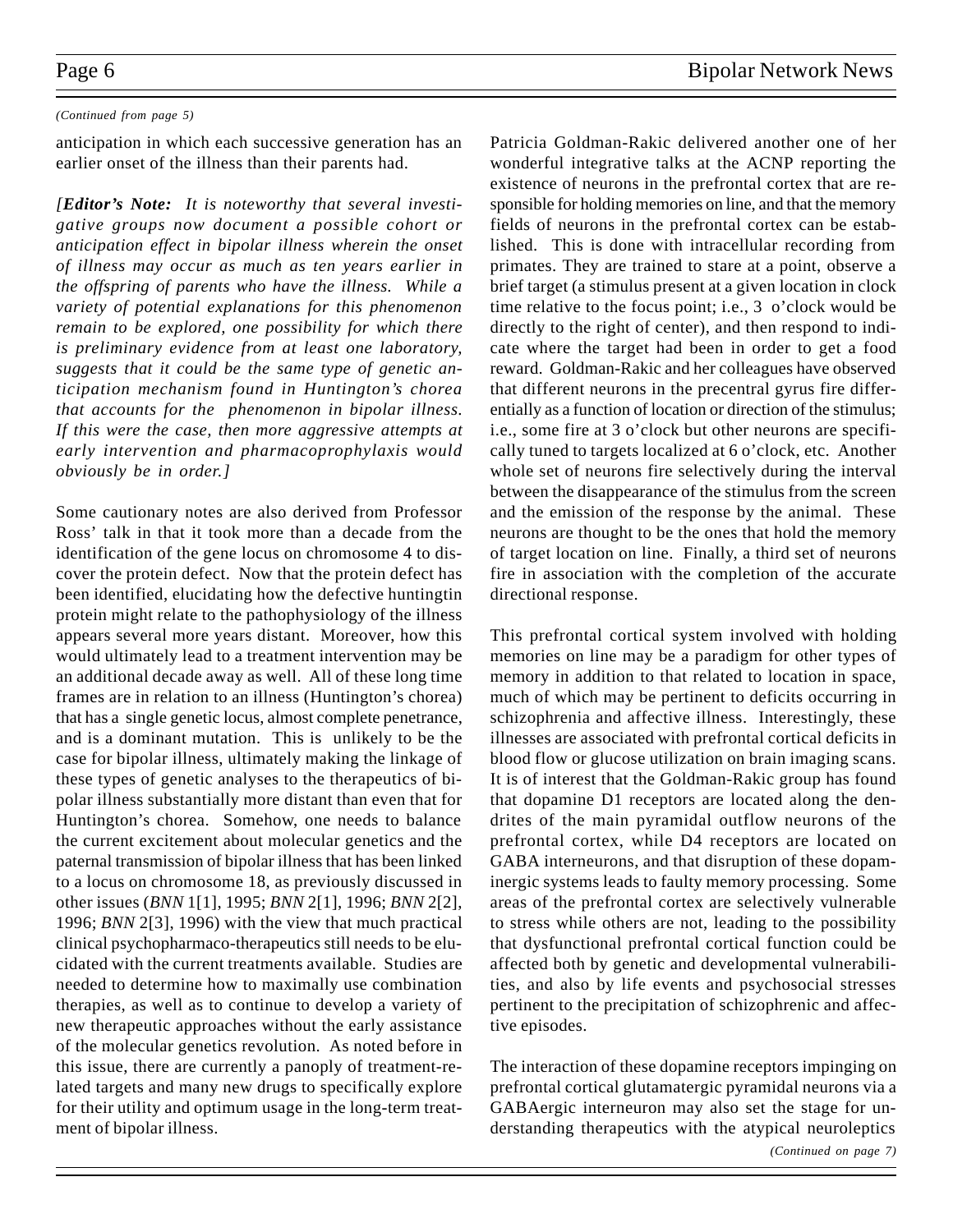*(Continued from page 5)*

anticipation in which each successive generation has an earlier onset of the illness than their parents had.

*[**Editor's Note:** It is noteworthy that several investigative groups now document a possible cohort or anticipation effect in bipolar illness wherein the onset of illness may occur as much as ten years earlier in the offspring of parents who have the illness. While a variety of potential explanations for this phenomenon remain to be explored, one possibility for which there is preliminary evidence from at least one laboratory, suggests that it could be the same type of genetic anticipation mechanism found in Huntington's chorea that accounts for the phenomenon in bipolar illness. If this were the case, then more aggressive attempts at early intervention and pharmacoprophylaxis would obviously be in order.]*

Some cautionary notes are also derived from Professor Ross' talk in that it took more than a decade from the identification of the gene locus on chromosome 4 to discover the protein defect. Now that the protein defect has been identified, elucidating how the defective huntingtin protein might relate to the pathophysiology of the illness appears several more years distant. Moreover, how this would ultimately lead to a treatment intervention may be an additional decade away as well. All of these long time frames are in relation to an illness (Huntington's chorea) that has a single genetic locus, almost complete penetrance, and is a dominant mutation. This is unlikely to be the case for bipolar illness, ultimately making the linkage of these types of genetic analyses to the therapeutics of bipolar illness substantially more distant than even that for Huntington's chorea. Somehow, one needs to balance the current excitement about molecular genetics and the paternal transmission of bipolar illness that has been linked to a locus on chromosome 18, as previously discussed in other issues (*BNN* 1[1], 1995; *BNN* 2[1], 1996; *BNN* 2[2], 1996; *BNN* 2[3], 1996) with the view that much practical clinical psychopharmaco-therapeutics still needs to be elucidated with the current treatments available. Studies are needed to determine how to maximally use combination therapies, as well as to continue to develop a variety of new therapeutic approaches without the early assistance of the molecular genetics revolution. As noted before in this issue, there are currently a panoply of treatment-related targets and many new drugs to specifically explore for their utility and optimum usage in the long-term treatment of bipolar illness.

Patricia Goldman-Rakic delivered another one of her wonderful integrative talks at the ACNP reporting the existence of neurons in the prefrontal cortex that are responsible for holding memories on line, and that the memory fields of neurons in the prefrontal cortex can be established. This is done with intracellular recording from primates. They are trained to stare at a point, observe a brief target (a stimulus present at a given location in clock time relative to the focus point; i.e., 3 o'clock would be directly to the right of center), and then respond to indicate where the target had been in order to get a food reward. Goldman-Rakic and her colleagues have observed that different neurons in the precentral gyrus fire differentially as a function of location or direction of the stimulus; i.e., some fire at 3 o'clock but other neurons are specifically tuned to targets localized at 6 o'clock, etc. Another whole set of neurons fire selectively during the interval between the disappearance of the stimulus from the screen and the emission of the response by the animal. These neurons are thought to be the ones that hold the memory of target location on line. Finally, a third set of neurons fire in association with the completion of the accurate directional response.

This prefrontal cortical system involved with holding memories on line may be a paradigm for other types of memory in addition to that related to location in space, much of which may be pertinent to deficits occurring in schizophrenia and affective illness. Interestingly, these illnesses are associated with prefrontal cortical deficits in blood flow or glucose utilization on brain imaging scans. It is of interest that the Goldman-Rakic group has found that dopamine D1 receptors are located along the dendrites of the main pyramidal outflow neurons of the prefrontal cortex, while D4 receptors are located on GABA interneurons, and that disruption of these dopaminergic systems leads to faulty memory processing. Some areas of the prefrontal cortex are selectively vulnerable to stress while others are not, leading to the possibility that dysfunctional prefrontal cortical function could be affected both by genetic and developmental vulnerabilities, and also by life events and psychosocial stresses pertinent to the precipitation of schizophrenic and affective episodes.

The interaction of these dopamine receptors impinging on prefrontal cortical glutamatergic pyramidal neurons via a GABAergic interneuron may also set the stage for understanding therapeutics with the atypical neuroleptics

*(Continued on page 7)*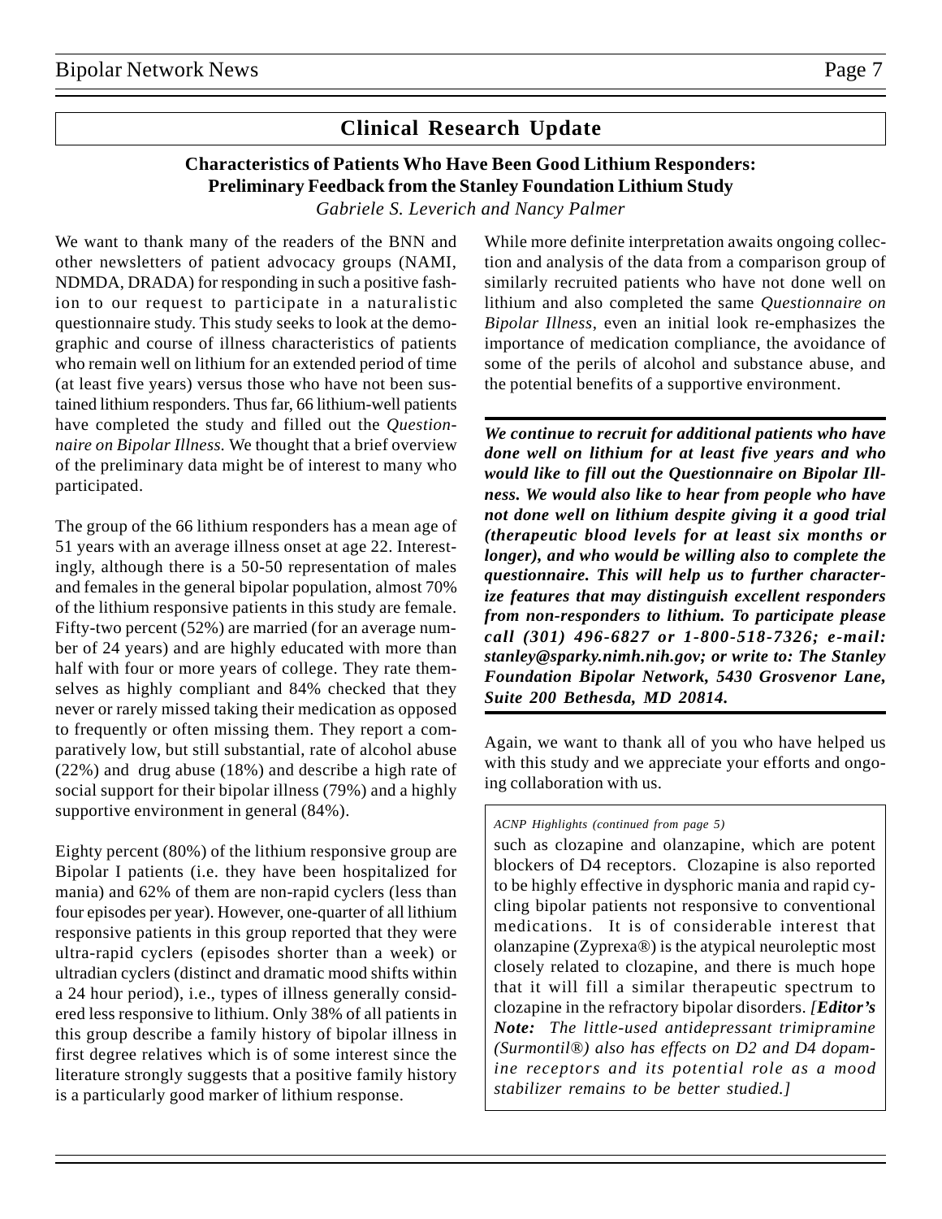## Clinical Research Update

### Characteristics of Patients Who Have Been Good Lithium Responders: Preliminary Feedback from the Stanley Foundation Lithium Study

*Gabriele S. Leverich and Nancy Palmer*

We want to thank many of the readers of the BNN and other newsletters of patient advocacy groups (NAMI, NDMDA, DRADA) for responding in such a positive fashion to our request to participate in a naturalistic questionnaire study. This study seeks to look at the demographic and course of illness characteristics of patients who remain well on lithium for an extended period of time (at least five years) versus those who have not been sustained lithium responders. Thus far, 66 lithium-well patients have completed the study and filled out the *Questionnaire on Bipolar Illness.* We thought that a brief overview of the preliminary data might be of interest to many who participated.

The group of the 66 lithium responders has a mean age of 51 years with an average illness onset at age 22. Interestingly, although there is a 50-50 representation of males and females in the general bipolar population, almost 70% of the lithium responsive patients in this study are female. Fifty-two percent (52%) are married (for an average number of 24 years) and are highly educated with more than half with four or more years of college. They rate themselves as highly compliant and 84% checked that they never or rarely missed taking their medication as opposed to frequently or often missing them. They report a comparatively low, but still substantial, rate of alcohol abuse (22%) and drug abuse (18%) and describe a high rate of social support for their bipolar illness (79%) and a highly supportive environment in general (84%).

Eighty percent (80%) of the lithium responsive group are Bipolar I patients (i.e. they have been hospitalized for mania) and 62% of them are non-rapid cyclers (less than four episodes per year). However, one-quarter of all lithium responsive patients in this group reported that they were ultra-rapid cyclers (episodes shorter than a week) or ultradian cyclers (distinct and dramatic mood shifts within a 24 hour period), i.e., types of illness generally considered less responsive to lithium. Only 38% of all patients in this group describe a family history of bipolar illness in first degree relatives which is of some interest since the literature strongly suggests that a positive family history is a particularly good marker of lithium response.

While more definite interpretation awaits ongoing collection and analysis of the data from a comparison group of similarly recruited patients who have not done well on lithium and also completed the same *Questionnaire on Bipolar Illness*, even an initial look re-emphasizes the importance of medication compliance, the avoidance of some of the perils of alcohol and substance abuse, and the potential benefits of a supportive environment.

***We continue to recruit for additional patients who have done well on lithium for at least five years and who would like to fill out the Questionnaire on Bipolar Illness. We would also like to hear from people who have not done well on lithium despite giving it a good trial (therapeutic blood levels for at least six months or longer), and who would be willing also to complete the questionnaire. This will help us to further characterize features that may distinguish excellent responders from non-responders to lithium. To participate please call (301) 496-6827 or 1-800-518-7326; e-mail: stanley@sparky.nimh.nih.gov; or write to: The Stanley Foundation Bipolar Network, 5430 Grosvenor Lane, Suite 200 Bethesda, MD 20814.***

Again, we want to thank all of you who have helped us with this study and we appreciate your efforts and ongoing collaboration with us.

*ACNP Highlights (continued from page 5)*

such as clozapine and olanzapine, which are potent blockers of D4 receptors. Clozapine is also reported to be highly effective in dysphoric mania and rapid cycling bipolar patients not responsive to conventional medications. It is of considerable interest that olanzapine (Zyprexa®) is the atypical neuroleptic most closely related to clozapine, and there is much hope that it will fill a similar therapeutic spectrum to clozapine in the refractory bipolar disorders. *[**Editor's Note:** The little-used antidepressant trimipramine (Surmontil®) also has effects on D2 and D4 dopamine receptors and its potential role as a mood stabilizer remains to be better studied.]*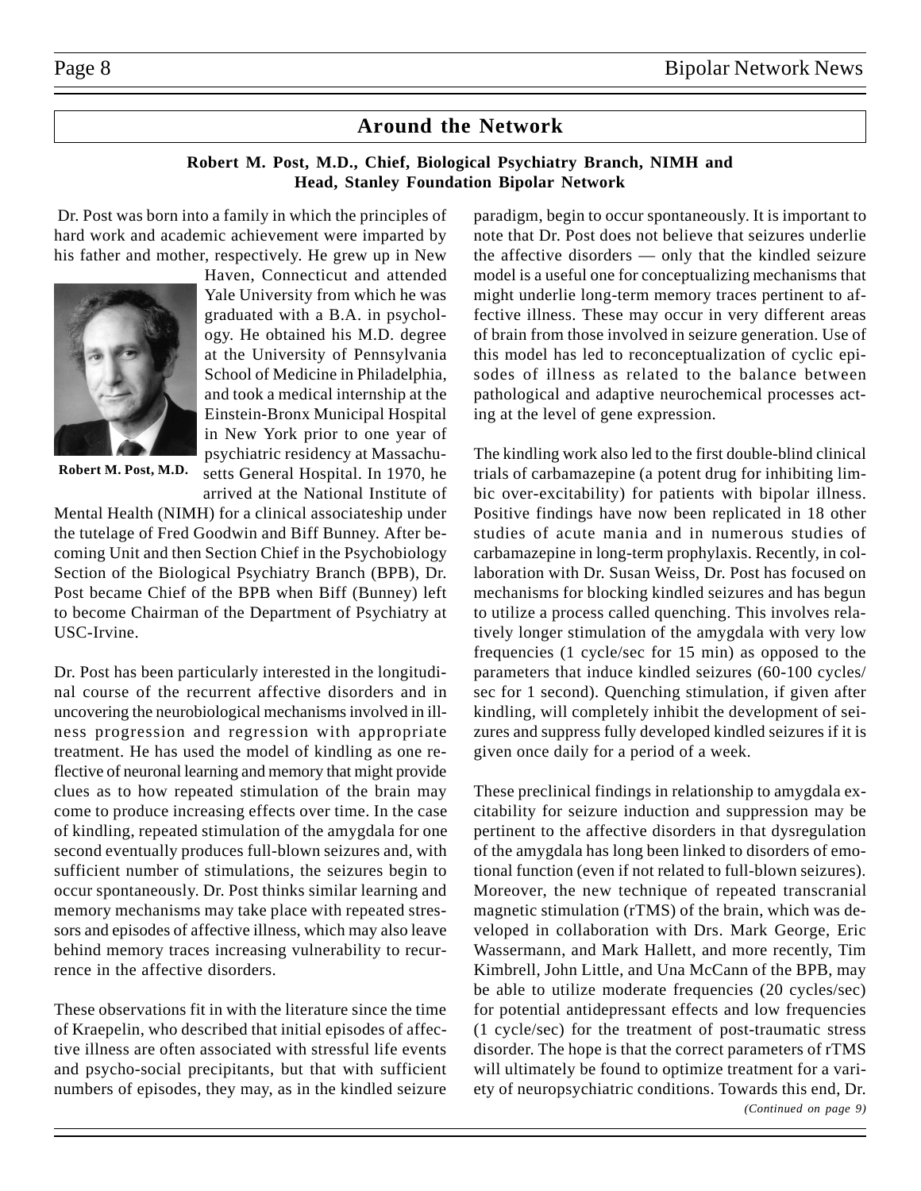## Around the Network

**Robert M. Post, M.D., Chief, Biological Psychiatry Branch, NIMH and Head, Stanley Foundation Bipolar Network**

Dr. Post was born into a family in which the principles of hard work and academic achievement were imparted by his father and mother, respectively. He grew up in New Haven, Connecticut and attended Yale University from which he was graduated with a B.A. in psychology. He obtained his M.D. degree at the University of Pennsylvania School of Medicine in Philadelphia, and took a medical internship at the Einstein-Bronx Municipal Hospital in New York prior to one year of psychiatric residency at Massachusetts General Hospital. In 1970, he arrived at the National Institute of Mental Health (NIMH) for a clinical associateship under the tutelage of Fred Goodwin and Biff Bunney. After becoming Unit and then Section Chief in the Psychobiology Section of the Biological Psychiatry Branch (BPB), Dr. Post became Chief of the BPB when Biff (Bunney) left to become Chairman of the Department of Psychiatry at USC-Irvine.

**Robert M. Post, M.D.**

Dr. Post has been particularly interested in the longitudinal course of the recurrent affective disorders and in uncovering the neurobiological mechanisms involved in illness progression and regression with appropriate treatment. He has used the model of kindling as one reflective of neuronal learning and memory that might provide clues as to how repeated stimulation of the brain may come to produce increasing effects over time. In the case of kindling, repeated stimulation of the amygdala for one second eventually produces full-blown seizures and, with sufficient number of stimulations, the seizures begin to occur spontaneously. Dr. Post thinks similar learning and memory mechanisms may take place with repeated stressors and episodes of affective illness, which may also leave behind memory traces increasing vulnerability to recurrence in the affective disorders.

These observations fit in with the literature since the time of Kraepelin, who described that initial episodes of affective illness are often associated with stressful life events and psycho-social precipitants, but that with sufficient numbers of episodes, they may, as in the kindled seizure paradigm, begin to occur spontaneously. It is important to note that Dr. Post does not believe that seizures underlie the affective disorders — only that the kindled seizure model is a useful one for conceptualizing mechanisms that might underlie long-term memory traces pertinent to affective illness. These may occur in very different areas of brain from those involved in seizure generation. Use of this model has led to reconceptualization of cyclic episodes of illness as related to the balance between pathological and adaptive neurochemical processes acting at the level of gene expression.

The kindling work also led to the first double-blind clinical trials of carbamazepine (a potent drug for inhibiting limbic over-excitability) for patients with bipolar illness. Positive findings have now been replicated in 18 other studies of acute mania and in numerous studies of carbamazepine in long-term prophylaxis. Recently, in collaboration with Dr. Susan Weiss, Dr. Post has focused on mechanisms for blocking kindled seizures and has begun to utilize a process called quenching. This involves relatively longer stimulation of the amygdala with very low frequencies (1 cycle/sec for 15 min) as opposed to the parameters that induce kindled seizures (60-100 cycles/sec for 1 second). Quenching stimulation, if given after kindling, will completely inhibit the development of seizures and suppress fully developed kindled seizures if it is given once daily for a period of a week.

These preclinical findings in relationship to amygdala excitability for seizure induction and suppression may be pertinent to the affective disorders in that dysregulation of the amygdala has long been linked to disorders of emotional function (even if not related to full-blown seizures). Moreover, the new technique of repeated transcranial magnetic stimulation (rTMS) of the brain, which was developed in collaboration with Drs. Mark George, Eric Wassermann, and Mark Hallett, and more recently, Tim Kimbrell, John Little, and Una McCann of the BPB, may be able to utilize moderate frequencies (20 cycles/sec) for potential antidepressant effects and low frequencies (1 cycle/sec) for the treatment of post-traumatic stress disorder. The hope is that the correct parameters of rTMS will ultimately be found to optimize treatment for a variety of neuropsychiatric conditions. Towards this end, Dr.

*(Continued on page 9)*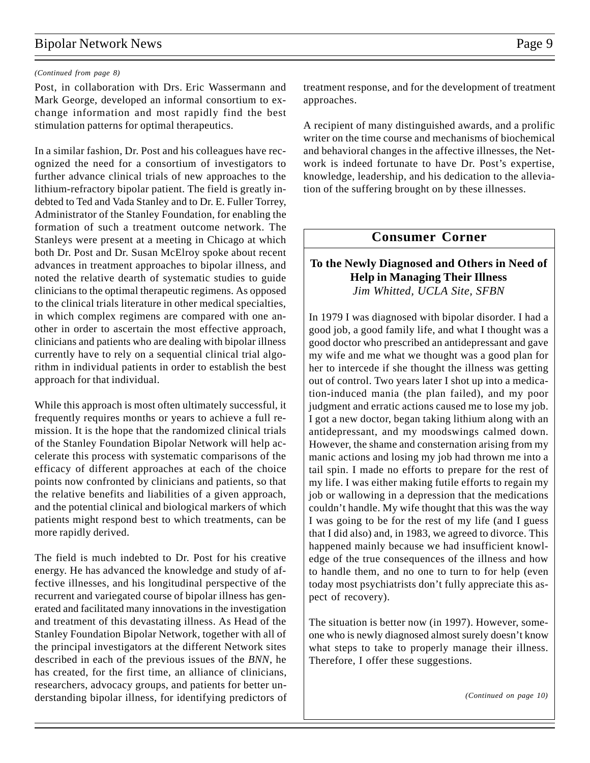*(Continued from page 8)*

Post, in collaboration with Drs. Eric Wassermann and Mark George, developed an informal consortium to exchange information and most rapidly find the best stimulation patterns for optimal therapeutics.

In a similar fashion, Dr. Post and his colleagues have recognized the need for a consortium of investigators to further advance clinical trials of new approaches to the lithium-refractory bipolar patient. The field is greatly indebted to Ted and Vada Stanley and to Dr. E. Fuller Torrey, Administrator of the Stanley Foundation, for enabling the formation of such a treatment outcome network. The Stanleys were present at a meeting in Chicago at which both Dr. Post and Dr. Susan McElroy spoke about recent advances in treatment approaches to bipolar illness, and noted the relative dearth of systematic studies to guide clinicians to the optimal therapeutic regimens. As opposed to the clinical trials literature in other medical specialties, in which complex regimens are compared with one another in order to ascertain the most effective approach, clinicians and patients who are dealing with bipolar illness currently have to rely on a sequential clinical trial algorithm in individual patients in order to establish the best approach for that individual.

While this approach is most often ultimately successful, it frequently requires months or years to achieve a full remission. It is the hope that the randomized clinical trials of the Stanley Foundation Bipolar Network will help accelerate this process with systematic comparisons of the efficacy of different approaches at each of the choice points now confronted by clinicians and patients, so that the relative benefits and liabilities of a given approach, and the potential clinical and biological markers of which patients might respond best to which treatments, can be more rapidly derived.

The field is much indebted to Dr. Post for his creative energy. He has advanced the knowledge and study of affective illnesses, and his longitudinal perspective of the recurrent and variegated course of bipolar illness has generated and facilitated many innovations in the investigation and treatment of this devastating illness. As Head of the Stanley Foundation Bipolar Network, together with all of the principal investigators at the different Network sites described in each of the previous issues of the *BNN*, he has created, for the first time, an alliance of clinicians, researchers, advocacy groups, and patients for better understanding bipolar illness, for identifying predictors of treatment response, and for the development of treatment approaches.

A recipient of many distinguished awards, and a prolific writer on the time course and mechanisms of biochemical and behavioral changes in the affective illnesses, the Network is indeed fortunate to have Dr. Post's expertise, knowledge, leadership, and his dedication to the alleviation of the suffering brought on by these illnesses.

## Consumer Corner

### To the Newly Diagnosed and Others in Need of Help in Managing Their Illness

*Jim Whitted, UCLA Site, SFBN*

In 1979 I was diagnosed with bipolar disorder. I had a good job, a good family life, and what I thought was a good doctor who prescribed an antidepressant and gave my wife and me what we thought was a good plan for her to intercede if she thought the illness was getting out of control. Two years later I shot up into a medication-induced mania (the plan failed), and my poor judgment and erratic actions caused me to lose my job. I got a new doctor, began taking lithium along with an antidepressant, and my moodswings calmed down. However, the shame and consternation arising from my manic actions and losing my job had thrown me into a tail spin. I made no efforts to prepare for the rest of my life. I was either making futile efforts to regain my job or wallowing in a depression that the medications couldn't handle. My wife thought that this was the way I was going to be for the rest of my life (and I guess that I did also) and, in 1983, we agreed to divorce. This happened mainly because we had insufficient knowledge of the true consequences of the illness and how to handle them, and no one to turn to for help (even today most psychiatrists don't fully appreciate this aspect of recovery).

The situation is better now (in 1997). However, someone who is newly diagnosed almost surely doesn't know what steps to take to properly manage their illness. Therefore, I offer these suggestions.

*(Continued on page 10)*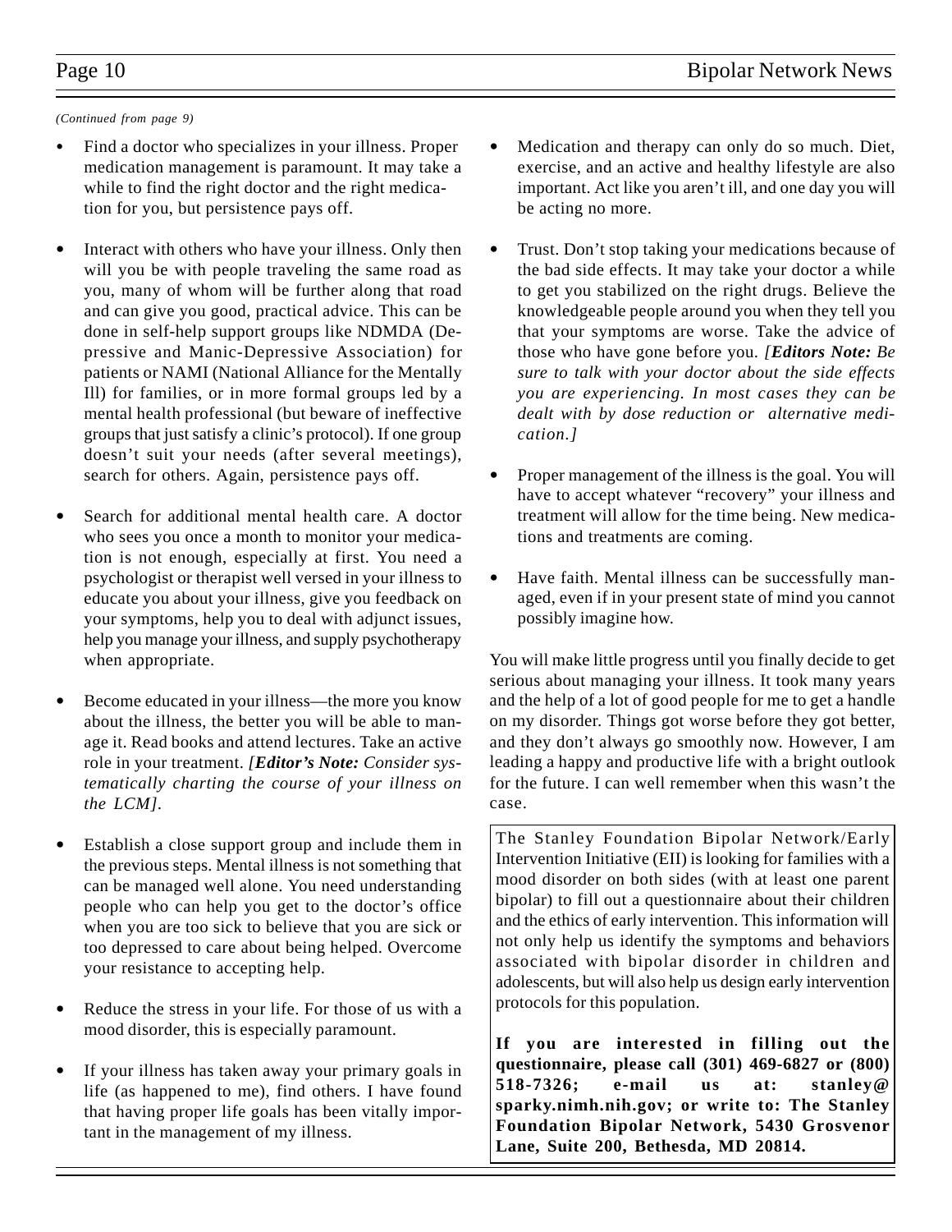*(Continued from page 9)*

- Find a doctor who specializes in your illness. Proper medication management is paramount. It may take a while to find the right doctor and the right medication for you, but persistence pays off.

- Interact with others who have your illness. Only then will you be with people traveling the same road as you, many of whom will be further along that road and can give you good, practical advice. This can be done in self-help support groups like NDMDA (Depressive and Manic-Depressive Association) for patients or NAMI (National Alliance for the Mentally Ill) for families, or in more formal groups led by a mental health professional (but beware of ineffective groups that just satisfy a clinic's protocol). If one group doesn't suit your needs (after several meetings), search for others. Again, persistence pays off.

- Search for additional mental health care. A doctor who sees you once a month to monitor your medication is not enough, especially at first. You need a psychologist or therapist well versed in your illness to educate you about your illness, give you feedback on your symptoms, help you to deal with adjunct issues, help you manage your illness, and supply psychotherapy when appropriate.

- Become educated in your illness—the more you know about the illness, the better you will be able to manage it. Read books and attend lectures. Take an active role in your treatment. *[**Editor's Note:** Consider systematically charting the course of your illness on the LCM].*

- Establish a close support group and include them in the previous steps. Mental illness is not something that can be managed well alone. You need understanding people who can help you get to the doctor's office when you are too sick to believe that you are sick or too depressed to care about being helped. Overcome your resistance to accepting help.

- Reduce the stress in your life. For those of us with a mood disorder, this is especially paramount.

- If your illness has taken away your primary goals in life (as happened to me), find others. I have found that having proper life goals has been vitally important in the management of my illness.

- Medication and therapy can only do so much. Diet, exercise, and an active and healthy lifestyle are also important. Act like you aren't ill, and one day you will be acting no more.

- Trust. Don't stop taking your medications because of the bad side effects. It may take your doctor a while to get you stabilized on the right drugs. Believe the knowledgeable people around you when they tell you that your symptoms are worse. Take the advice of those who have gone before you. *[**Editors Note:** Be sure to talk with your doctor about the side effects you are experiencing. In most cases they can be dealt with by dose reduction or alternative medication.]*

- Proper management of the illness is the goal. You will have to accept whatever "recovery" your illness and treatment will allow for the time being. New medications and treatments are coming.

- Have faith. Mental illness can be successfully managed, even if in your present state of mind you cannot possibly imagine how.

You will make little progress until you finally decide to get serious about managing your illness. It took many years and the help of a lot of good people for me to get a handle on my disorder. Things got worse before they got better, and they don't always go smoothly now. However, I am leading a happy and productive life with a bright outlook for the future. I can well remember when this wasn't the case.

---

The Stanley Foundation Bipolar Network/Early Intervention Initiative (EII) is looking for families with a mood disorder on both sides (with at least one parent bipolar) to fill out a questionnaire about their children and the ethics of early intervention. This information will not only help us identify the symptoms and behaviors associated with bipolar disorder in children and adolescents, but will also help us design early intervention protocols for this population.

**If you are interested in filling out the questionnaire, please call (301) 469-6827 or (800) 518-7326; e-mail us at: stanley@sparky.nimh.nih.gov; or write to: The Stanley Foundation Bipolar Network, 5430 Grosvenor Lane, Suite 200, Bethesda, MD 20814.**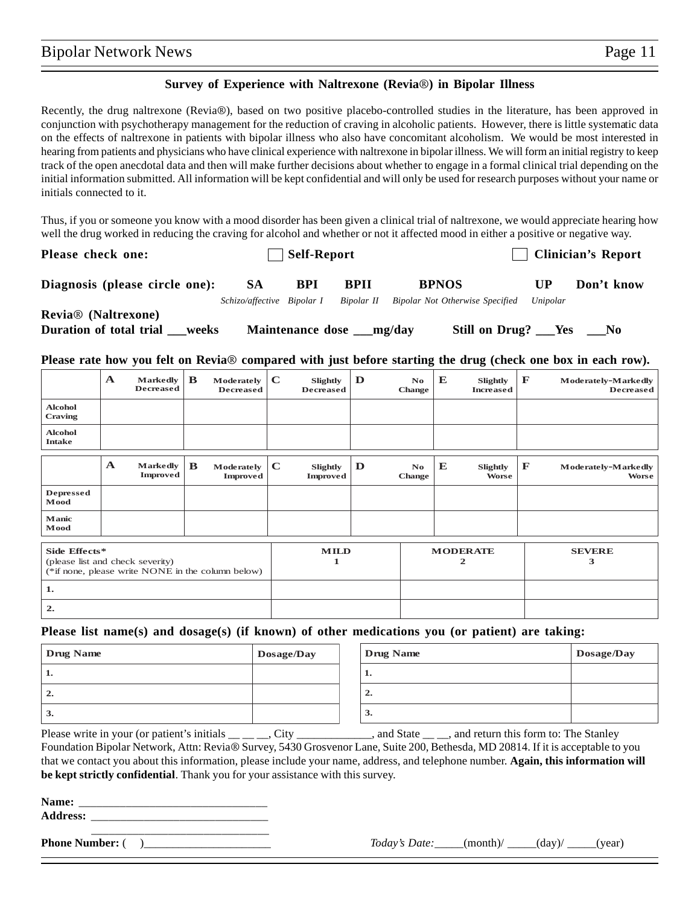## Survey of Experience with Naltrexone (Revia®) in Bipolar Illness

Recently, the drug naltrexone (Revia®), based on two positive placebo-controlled studies in the literature, has been approved in conjunction with psychotherapy management for the reduction of craving in alcoholic patients. However, there is little systematic data on the effects of naltrexone in patients with bipolar illness who also have concomitant alcoholism. We would be most interested in hearing from patients and physicians who have clinical experience with naltrexone in bipolar illness. We will form an initial registry to keep track of the open anecdotal data and then will make further decisions about whether to engage in a formal clinical trial depending on the initial information submitted. All information will be kept confidential and will only be used for research purposes without your name or initials connected to it.

Thus, if you or someone you know with a mood disorder has been given a clinical trial of naltrexone, we would appreciate hearing how well the drug worked in reducing the craving for alcohol and whether or not it affected mood in either a positive or negative way.

**Please check one:** ☐ **Self-Report** ☐ **Clinician's Report**

**Diagnosis (please circle one):** **SA** *Schizo/affective* **BPI** *Bipolar I* **BPII** *Bipolar II* **BPNOS** *Bipolar Not Otherwise Specified* **UP** *Unipolar* **Don't know**

**Revia® (Naltrexone)**
**Duration of total trial \_\_\_weeks** **Maintenance dose \_\_\_mg/day** **Still on Drug? \_\_\_Yes \_\_\_No**

**Please rate how you felt on Revia® compared with just before starting the drug (check one box in each row).**

| | A Markedly Decreased | B Moderately Decreased | C Slightly Decreased | D No Change | E Slightly Increased | F Moderately-Markedly Decreased |
|---|---|---|---|---|---|---|
| Alcohol Craving | | | | | | |
| Alcohol Intake | | | | | | |

| | A Markedly Improved | B Moderately Improved | C Slightly Improved | D No Change | E Slightly Worse | F Moderately-Markedly Worse |
|---|---|---|---|---|---|---|
| Depressed Mood | | | | | | |
| Manic Mood | | | | | | |

| Side Effects* (please list and check severity) (*if none, please write NONE in the column below) | MILD 1 | MODERATE 2 | SEVERE 3 |
|---|---|---|---|
| 1. | | | |
| 2. | | | |

**Please list name(s) and dosage(s) (if known) of other medications you (or patient) are taking:**

| Drug Name | Dosage/Day | Drug Name | Dosage/Day |
|---|---|---|---|
| 1. | | 1. | |
| 2. | | 2. | |
| 3. | | 3. | |

Please write in your (or patient's initials \_\_ \_\_ \_\_, City \_\_\_\_\_\_\_\_\_\_\_\_\_, and State \_\_ \_\_, and return this form to: The Stanley Foundation Bipolar Network, Attn: Revia® Survey, 5430 Grosvenor Lane, Suite 200, Bethesda, MD 20814. If it is acceptable to you that we contact you about this information, please include your name, address, and telephone number. **Again, this information will be kept strictly confidential**. Thank you for your assistance with this survey.

**Name:** \_\_\_\_\_\_\_\_\_\_\_\_\_\_\_\_\_\_\_\_\_\_\_\_\_\_\_\_\_\_\_\_
**Address:** \_\_\_\_\_\_\_\_\_\_\_\_\_\_\_\_\_\_\_\_\_\_\_\_\_\_\_\_\_\_\_\_
\_\_\_\_\_\_\_\_\_\_\_\_\_\_\_\_\_\_\_\_\_\_\_\_\_\_\_\_\_\_\_\_
**Phone Number:** (   )\_\_\_\_\_\_\_\_\_\_\_\_\_\_\_\_\_\_\_\_\_\_\_

*Today's Date:*\_\_\_\_\_(month)/ \_\_\_\_\_(day)/ \_\_\_\_\_(year)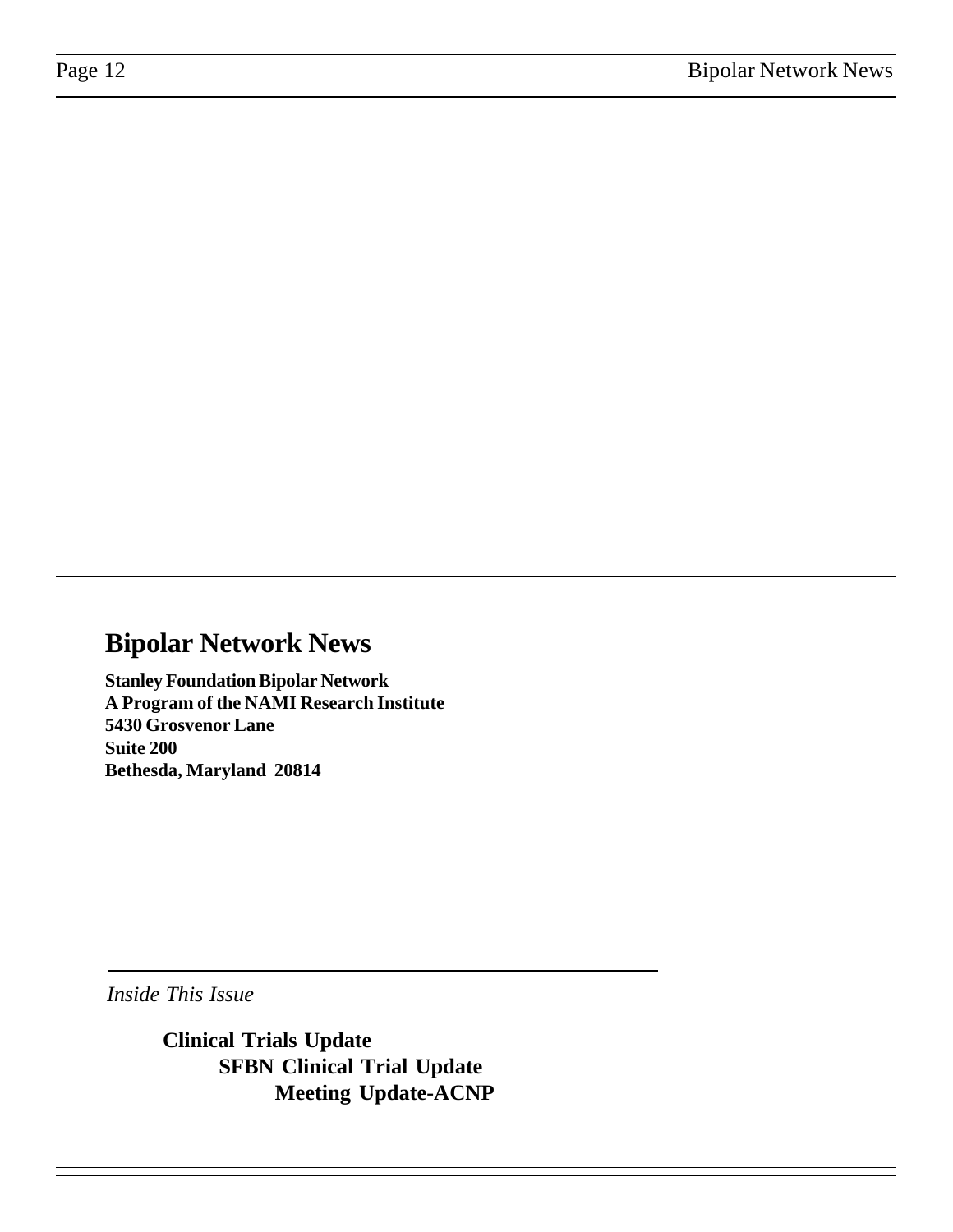## Bipolar Network News

**Stanley Foundation Bipolar Network**
**A Program of the NAMI Research Institute**
**5430 Grosvenor Lane**
**Suite 200**
**Bethesda, Maryland 20814**

*Inside This Issue*

**Clinical Trials Update**

**SFBN Clinical Trial Update**

**Meeting Update-ACNP**